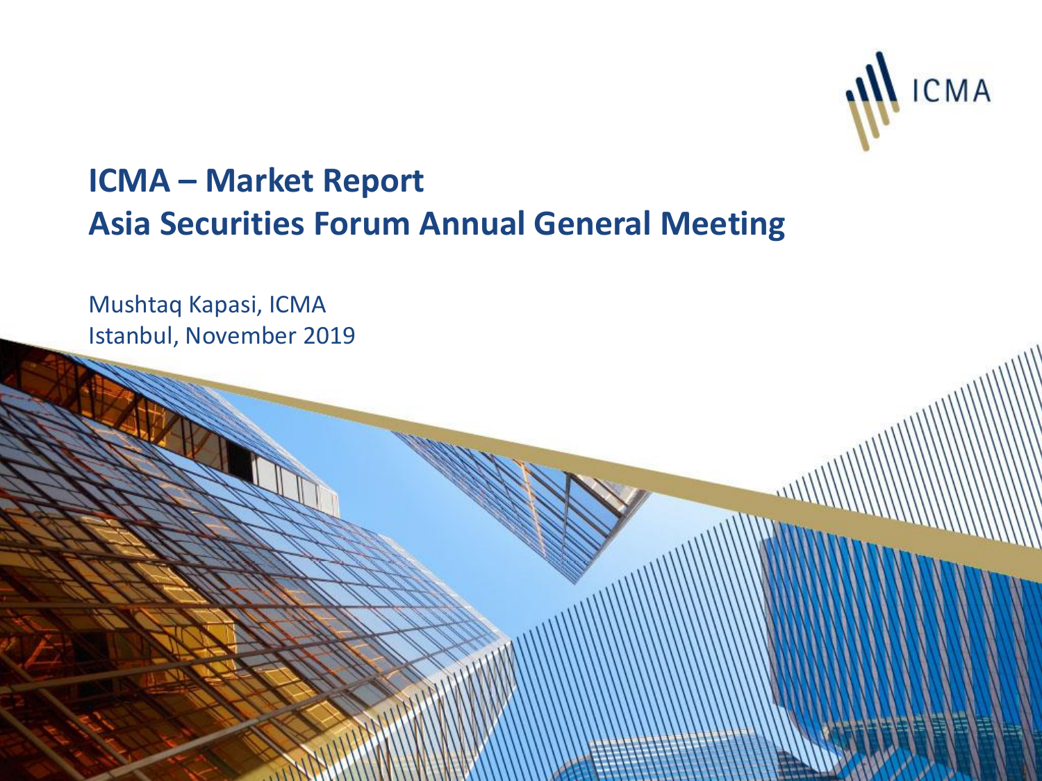# ICMA – Market Report
# Asia Securities Forum Annual General Meeting

Mushtaq Kapasi, ICMA

Istanbul, November 2019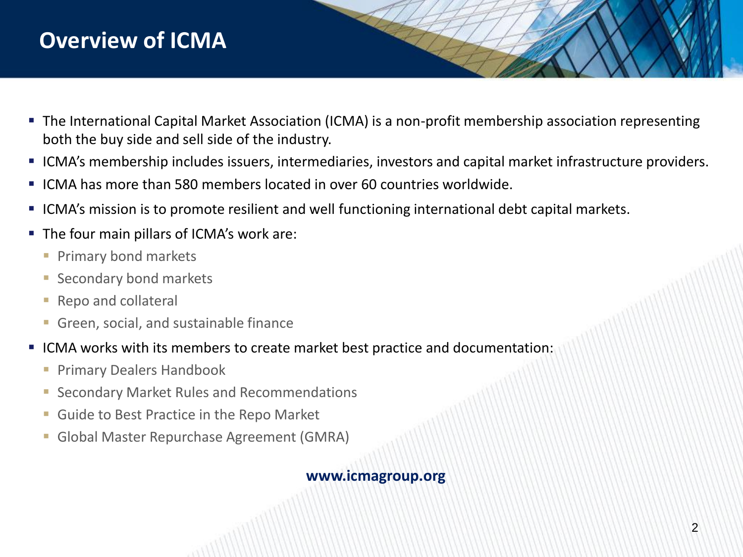# Overview of ICMA

- The International Capital Market Association (ICMA) is a non-profit membership association representing both the buy side and sell side of the industry.
- ICMA's membership includes issuers, intermediaries, investors and capital market infrastructure providers.
- ICMA has more than 580 members located in over 60 countries worldwide.
- ICMA's mission is to promote resilient and well functioning international debt capital markets.
- The four main pillars of ICMA's work are:
  - Primary bond markets
  - Secondary bond markets
  - Repo and collateral
  - Green, social, and sustainable finance
- ICMA works with its members to create market best practice and documentation:
  - Primary Dealers Handbook
  - Secondary Market Rules and Recommendations
  - Guide to Best Practice in the Repo Market
  - Global Master Repurchase Agreement (GMRA)

**www.icmagroup.org**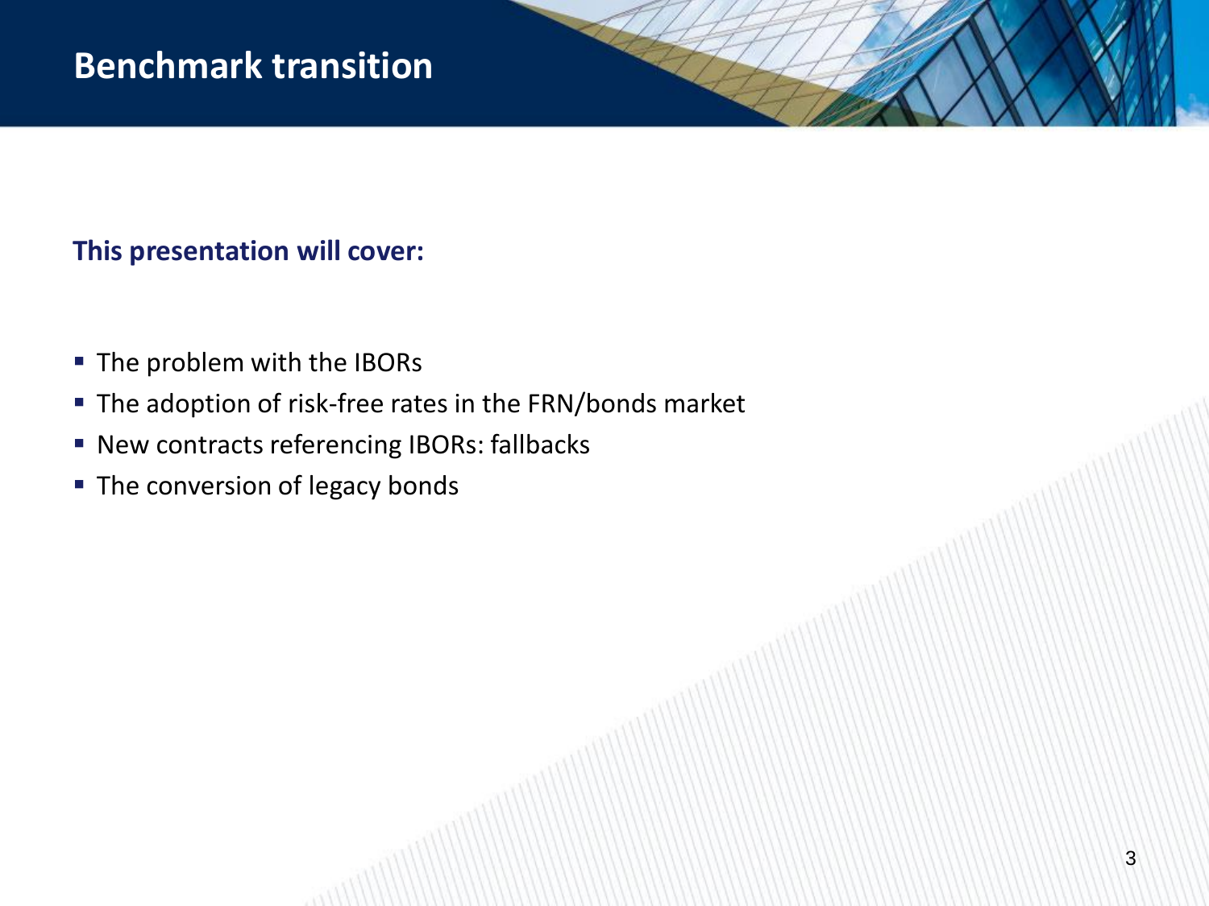# Benchmark transition

**This presentation will cover:**

- The problem with the IBORs
- The adoption of risk-free rates in the FRN/bonds market
- New contracts referencing IBORs: fallbacks
- The conversion of legacy bonds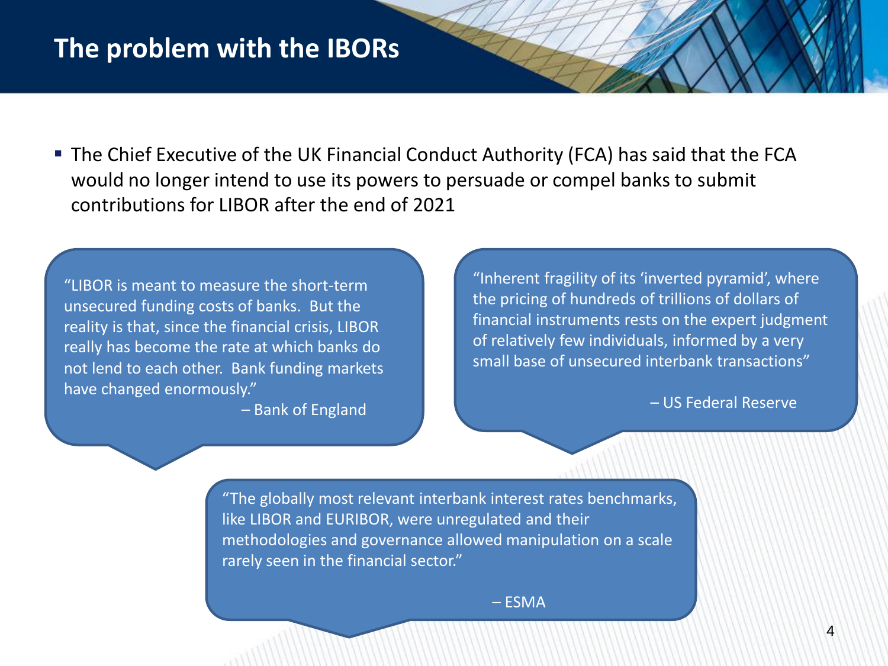# The problem with the IBORs

- The Chief Executive of the UK Financial Conduct Authority (FCA) has said that the FCA would no longer intend to use its powers to persuade or compel banks to submit contributions for LIBOR after the end of 2021

> "LIBOR is meant to measure the short-term unsecured funding costs of banks. But the reality is that, since the financial crisis, LIBOR really has become the rate at which banks do not lend to each other. Bank funding markets have changed enormously."
>
> – Bank of England

> "Inherent fragility of its 'inverted pyramid', where the pricing of hundreds of trillions of dollars of financial instruments rests on the expert judgment of relatively few individuals, informed by a very small base of unsecured interbank transactions"
>
> – US Federal Reserve

> "The globally most relevant interbank interest rates benchmarks, like LIBOR and EURIBOR, were unregulated and their methodologies and governance allowed manipulation on a scale rarely seen in the financial sector."
>
> – ESMA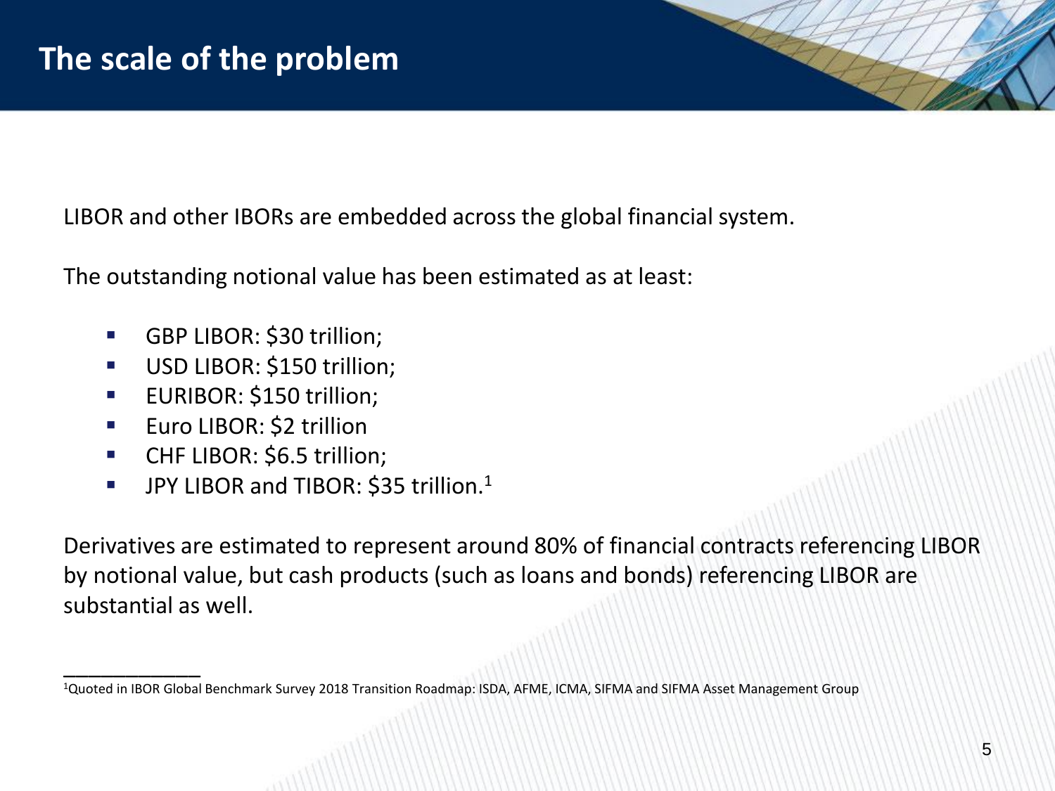# The scale of the problem

LIBOR and other IBORs are embedded across the global financial system.

The outstanding notional value has been estimated as at least:

- GBP LIBOR: $30 trillion;
- USD LIBOR: $150 trillion;
- EURIBOR: $150 trillion;
- Euro LIBOR: $2 trillion
- CHF LIBOR: $6.5 trillion;
- JPY LIBOR and TIBOR: $35 trillion.[1]

Derivatives are estimated to represent around 80% of financial contracts referencing LIBOR by notional value, but cash products (such as loans and bonds) referencing LIBOR are substantial as well.

---

[1]Quoted in IBOR Global Benchmark Survey 2018 Transition Roadmap: ISDA, AFME, ICMA, SIFMA and SIFMA Asset Management Group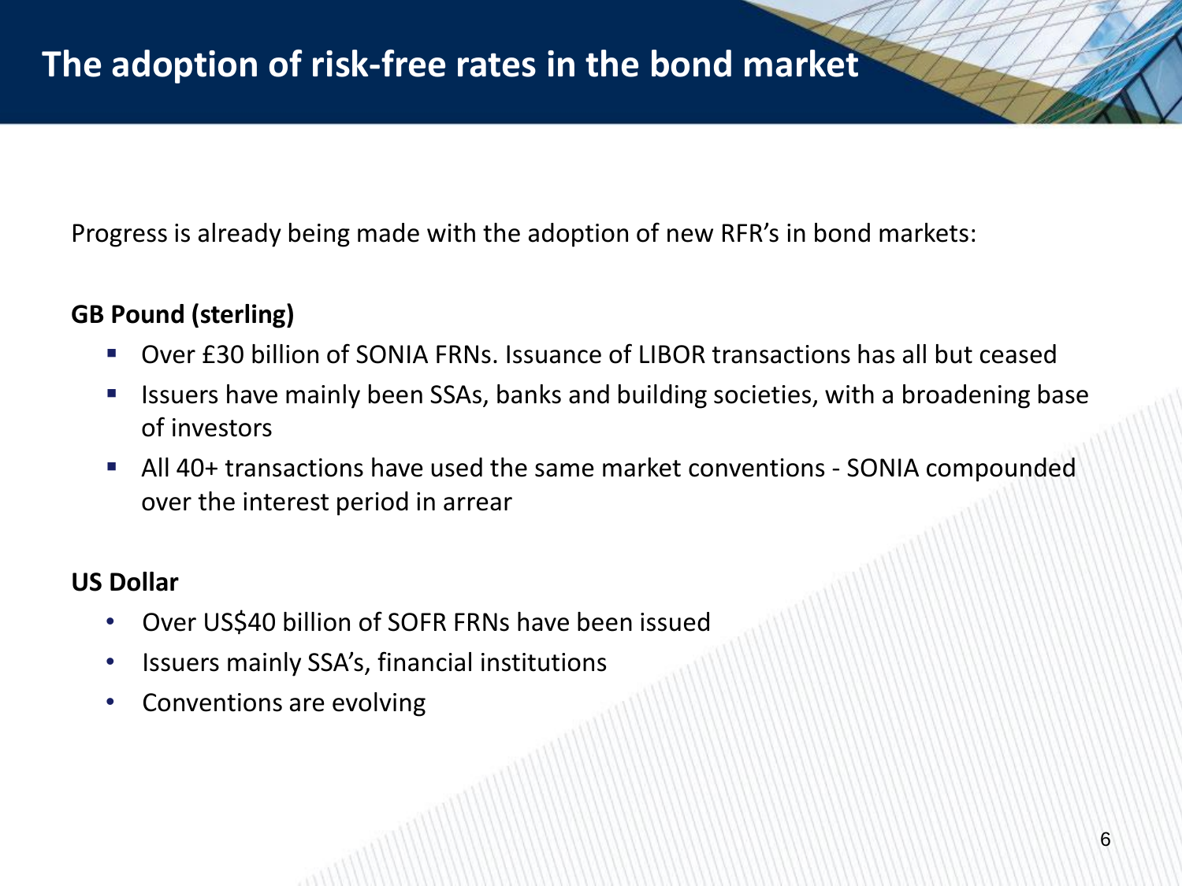# The adoption of risk-free rates in the bond market

Progress is already being made with the adoption of new RFR’s in bond markets:

**GB Pound (sterling)**

- Over £30 billion of SONIA FRNs. Issuance of LIBOR transactions has all but ceased
- Issuers have mainly been SSAs, banks and building societies, with a broadening base of investors
- All 40+ transactions have used the same market conventions - SONIA compounded over the interest period in arrear

**US Dollar**

- Over US$40 billion of SOFR FRNs have been issued
- Issuers mainly SSA’s, financial institutions
- Conventions are evolving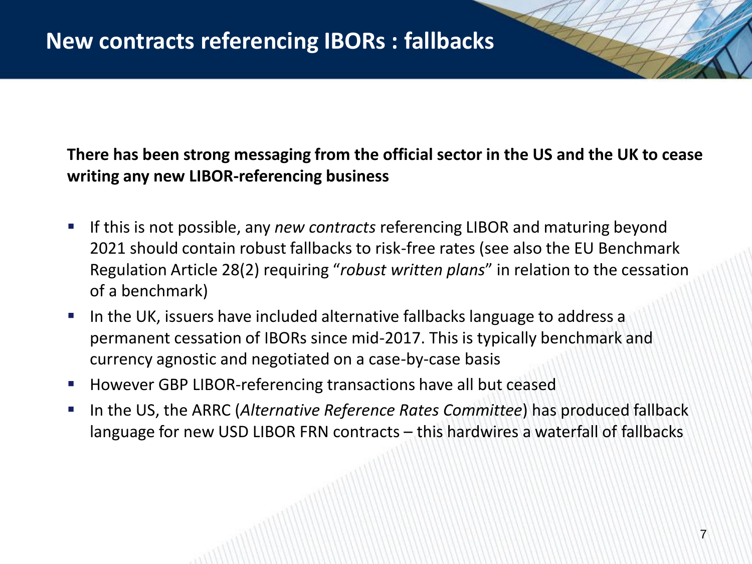# New contracts referencing IBORs : fallbacks

**There has been strong messaging from the official sector in the US and the UK to cease writing any new LIBOR-referencing business**

- If this is not possible, any *new contracts* referencing LIBOR and maturing beyond 2021 should contain robust fallbacks to risk-free rates (see also the EU Benchmark Regulation Article 28(2) requiring "*robust written plans*" in relation to the cessation of a benchmark)
- In the UK, issuers have included alternative fallbacks language to address a permanent cessation of IBORs since mid-2017. This is typically benchmark and currency agnostic and negotiated on a case-by-case basis
- However GBP LIBOR-referencing transactions have all but ceased
- In the US, the ARRC (*Alternative Reference Rates Committee*) has produced fallback language for new USD LIBOR FRN contracts – this hardwires a waterfall of fallbacks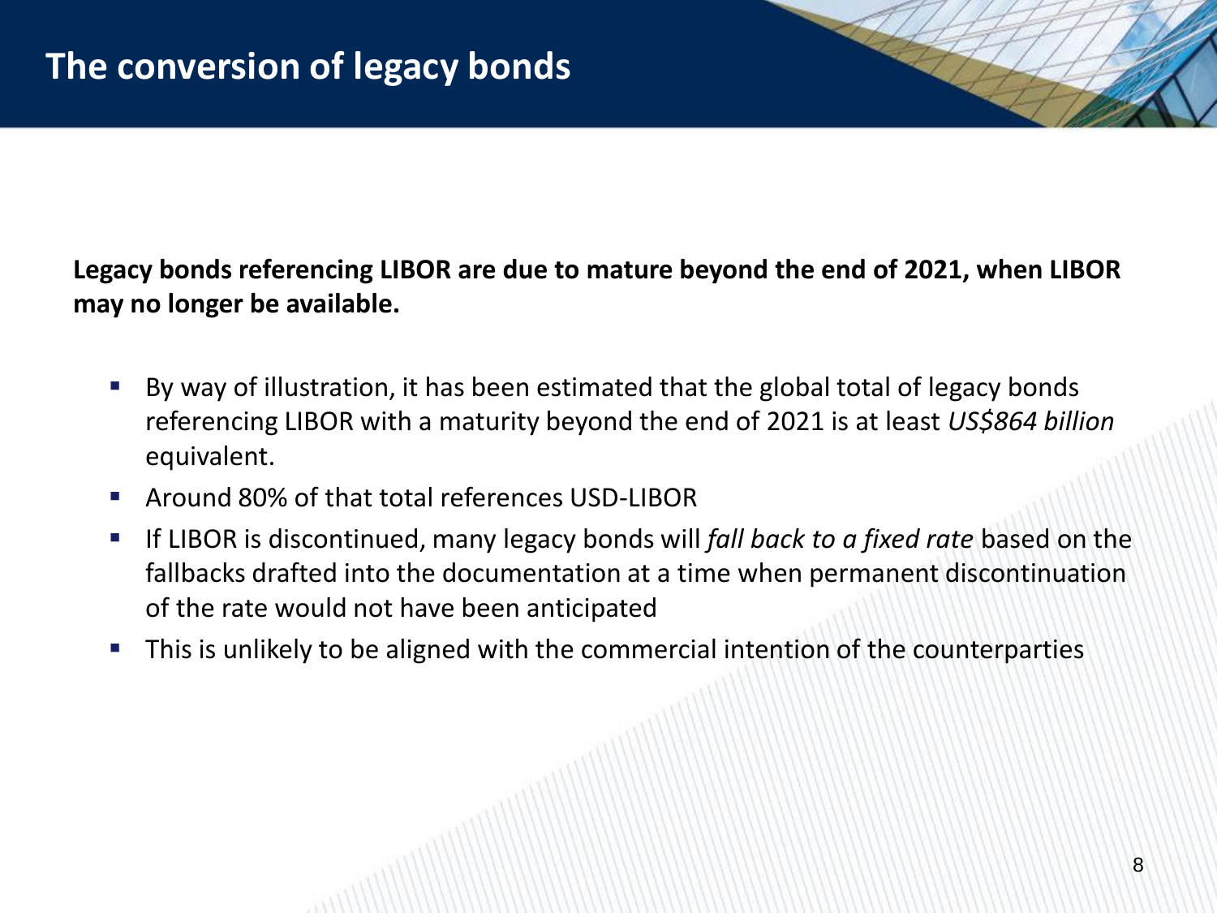# The conversion of legacy bonds

**Legacy bonds referencing LIBOR are due to mature beyond the end of 2021, when LIBOR may no longer be available.**

- By way of illustration, it has been estimated that the global total of legacy bonds referencing LIBOR with a maturity beyond the end of 2021 is at least *US$864 billion* equivalent.
- Around 80% of that total references USD-LIBOR
- If LIBOR is discontinued, many legacy bonds will *fall back to a fixed rate* based on the fallbacks drafted into the documentation at a time when permanent discontinuation of the rate would not have been anticipated
- This is unlikely to be aligned with the commercial intention of the counterparties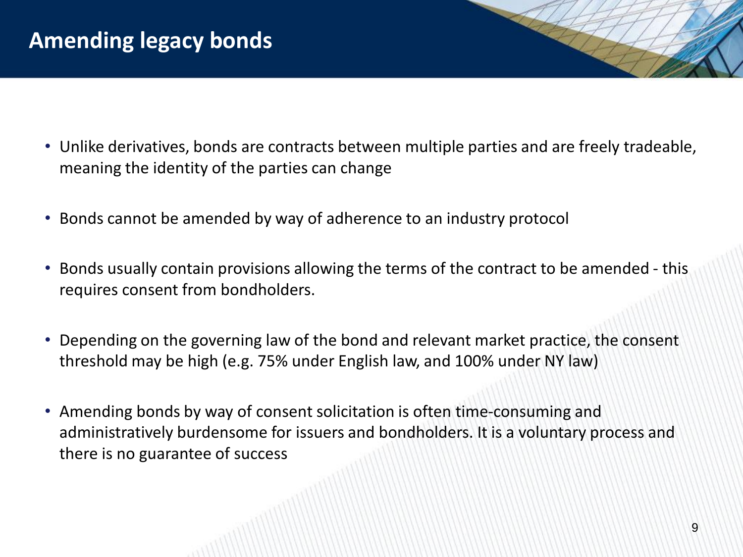# Amending legacy bonds

- Unlike derivatives, bonds are contracts between multiple parties and are freely tradeable, meaning the identity of the parties can change
- Bonds cannot be amended by way of adherence to an industry protocol
- Bonds usually contain provisions allowing the terms of the contract to be amended - this requires consent from bondholders.
- Depending on the governing law of the bond and relevant market practice, the consent threshold may be high (e.g. 75% under English law, and 100% under NY law)
- Amending bonds by way of consent solicitation is often time-consuming and administratively burdensome for issuers and bondholders. It is a voluntary process and there is no guarantee of success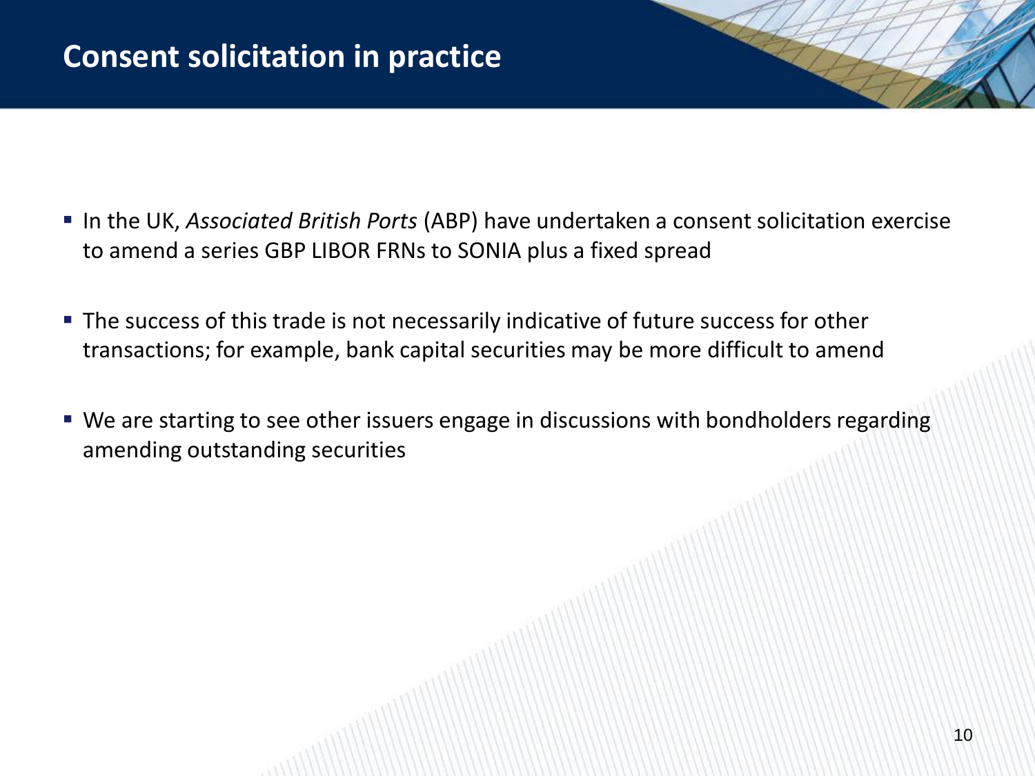# Consent solicitation in practice

- In the UK, *Associated British Ports* (ABP) have undertaken a consent solicitation exercise to amend a series GBP LIBOR FRNs to SONIA plus a fixed spread
- The success of this trade is not necessarily indicative of future success for other transactions; for example, bank capital securities may be more difficult to amend
- We are starting to see other issuers engage in discussions with bondholders regarding amending outstanding securities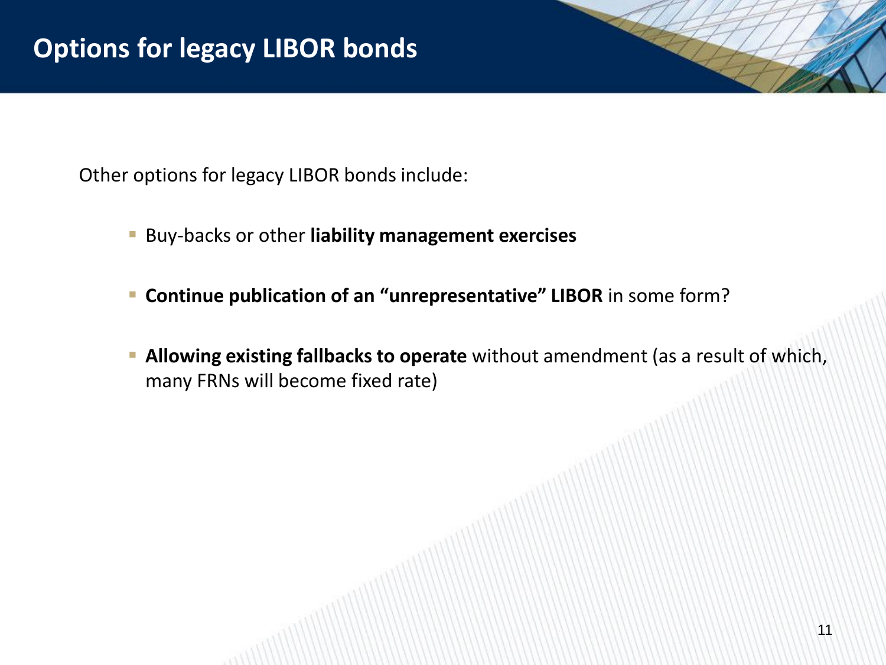# Options for legacy LIBOR bonds

Other options for legacy LIBOR bonds include:

- Buy-backs or other **liability management exercises**
- **Continue publication of an "unrepresentative" LIBOR** in some form?
- **Allowing existing fallbacks to operate** without amendment (as a result of which, many FRNs will become fixed rate)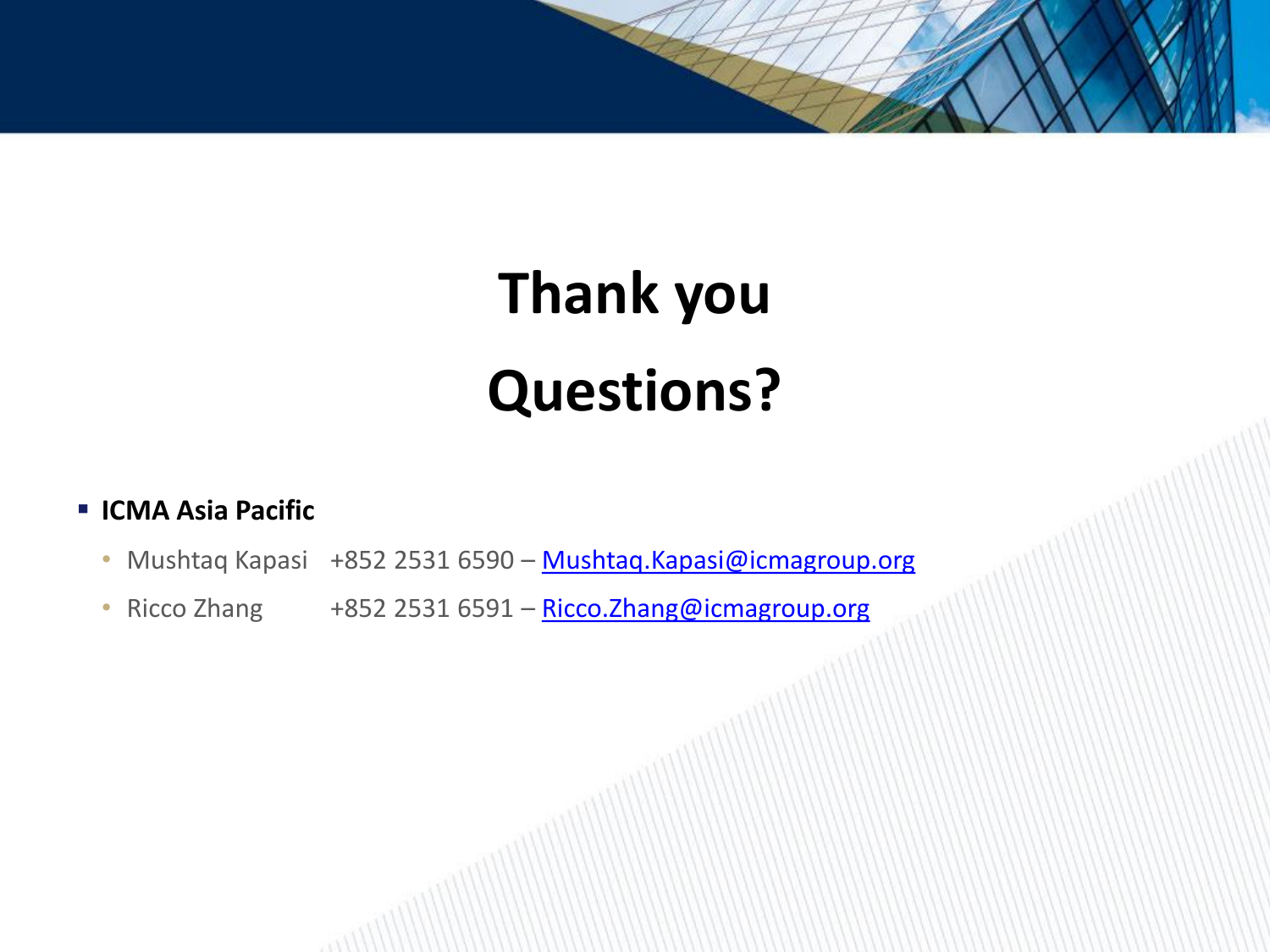# Thank you

# Questions?

- **ICMA Asia Pacific**
  - Mushtaq Kapasi +852 2531 6590 – Mushtaq.Kapasi@icmagroup.org
  - Ricco Zhang +852 2531 6591 – Ricco.Zhang@icmagroup.org